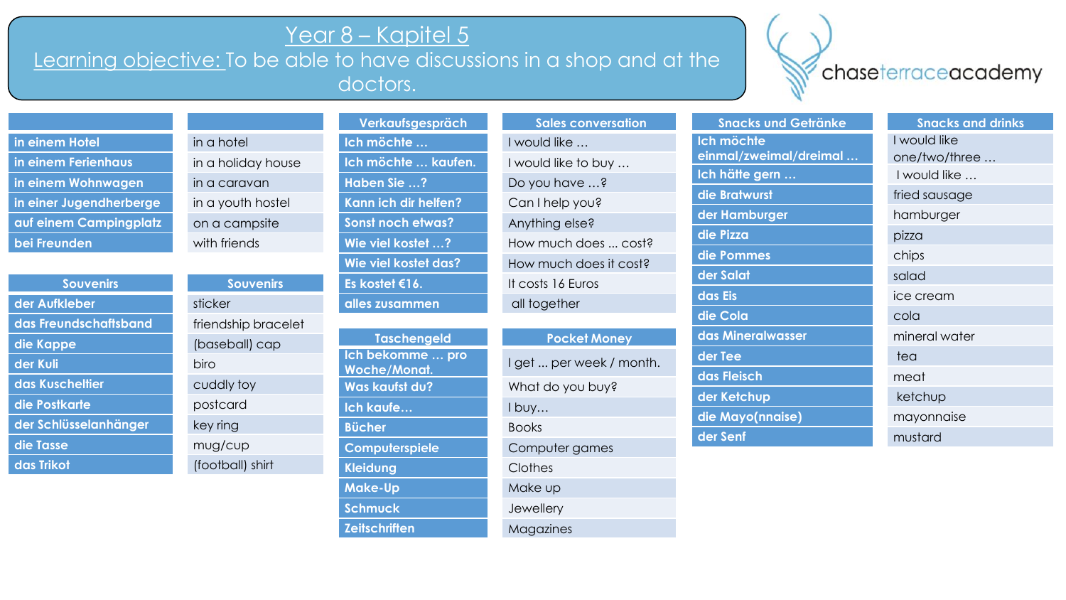# Year 8 – Kapitel 5

**Learning objective:** To be able to have discussions in a shop and at the doctors.

chaseterraceacademy

| | |
|---|---|
| in einem Hotel | in a hotel |
| in einem Ferienhaus | in a holiday house |
| in einem Wohnwagen | in a caravan |
| in einer Jugendherberge | in a youth hostel |
| auf einem Campingplatz | on a campsite |
| bei Freunden | with friends |

| Souvenirs | Souvenirs |
|---|---|
| der Aufkleber | sticker |
| das Freundschaftsband | friendship bracelet |
| die Kappe | (baseball) cap |
| der Kuli | biro |
| das Kuscheltier | cuddly toy |
| die Postkarte | postcard |
| der Schlüsselanhänger | key ring |
| die Tasse | mug/cup |
| das Trikot | (football) shirt |

| Verkaufsgespräch | Sales conversation |
|---|---|
| Ich möchte … | I would like … |
| Ich möchte … kaufen. | I would like to buy … |
| Haben Sie …? | Do you have …? |
| Kann ich dir helfen? | Can I help you? |
| Sonst noch etwas? | Anything else? |
| Wie viel kostet …? | How much does … cost? |
| Wie viel kostet das? | How much does it cost? |
| Es kostet €16. | It costs 16 Euros |
| alles zusammen | all together |

| Taschengeld | Pocket Money |
|---|---|
| Ich bekomme … pro Woche/Monat. | I get … per week / month. |
| Was kaufst du? | What do you buy? |
| Ich kaufe… | I buy… |
| Bücher | Books |
| Computerspiele | Computer games |
| Kleidung | Clothes |
| Make-Up | Make up |
| Schmuck | Jewellery |
| Zeitschriften | Magazines |

| Snacks und Getränke | Snacks and drinks |
|---|---|
| Ich möchte einmal/zweimal/dreimal … | I would like one/two/three … |
| Ich hätte gern … | I would like … |
| die Bratwurst | fried sausage |
| der Hamburger | hamburger |
| die Pizza | pizza |
| die Pommes | chips |
| der Salat | salad |
| das Eis | ice cream |
| die Cola | cola |
| das Mineralwasser | mineral water |
| der Tee | tea |
| das Fleisch | meat |
| der Ketchup | ketchup |
| die Mayo(nnaise) | mayonnaise |
| der Senf | mustard |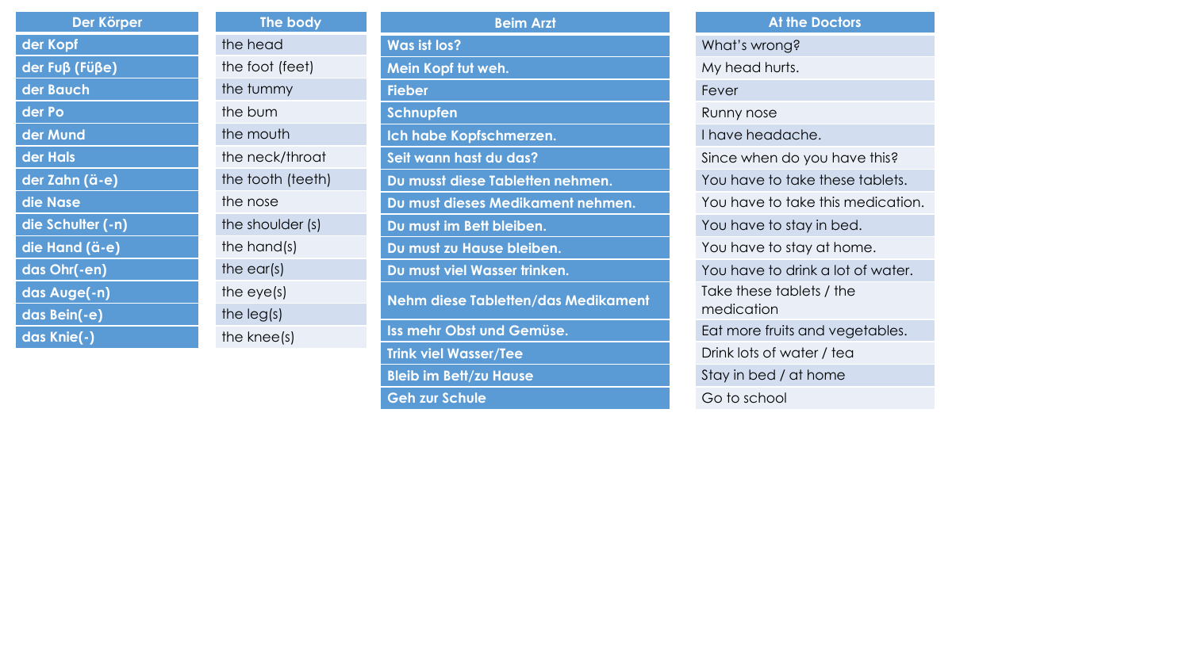| Der Körper | The body |
|---|---|
| der Kopf | the head |
| der Fuß (Füße) | the foot (feet) |
| der Bauch | the tummy |
| der Po | the bum |
| der Mund | the mouth |
| der Hals | the neck/throat |
| der Zahn (ä-e) | the tooth (teeth) |
| die Nase | the nose |
| die Schulter (-n) | the shoulder (s) |
| die Hand (ä-e) | the hand(s) |
| das Ohr(-en) | the ear(s) |
| das Auge(-n) | the eye(s) |
| das Bein(-e) | the leg(s) |
| das Knie(-) | the knee(s) |

| Beim Arzt | At the Doctors |
|---|---|
| Was ist los? | What's wrong? |
| Mein Kopf tut weh. | My head hurts. |
| Fieber | Fever |
| Schnupfen | Runny nose |
| Ich habe Kopfschmerzen. | I have headache. |
| Seit wann hast du das? | Since when do you have this? |
| Du musst diese Tabletten nehmen. | You have to take these tablets. |
| Du must dieses Medikament nehmen. | You have to take this medication. |
| Du must im Bett bleiben. | You have to stay in bed. |
| Du must zu Hause bleiben. | You have to stay at home. |
| Du must viel Wasser trinken. | You have to drink a lot of water. |
| Nehm diese Tabletten/das Medikament | Take these tablets / the medication |
| Iss mehr Obst und Gemüse. | Eat more fruits and vegetables. |
| Trink viel Wasser/Tee | Drink lots of water / tea |
| Bleib im Bett/zu Hause | Stay in bed / at home |
| Geh zur Schule | Go to school |